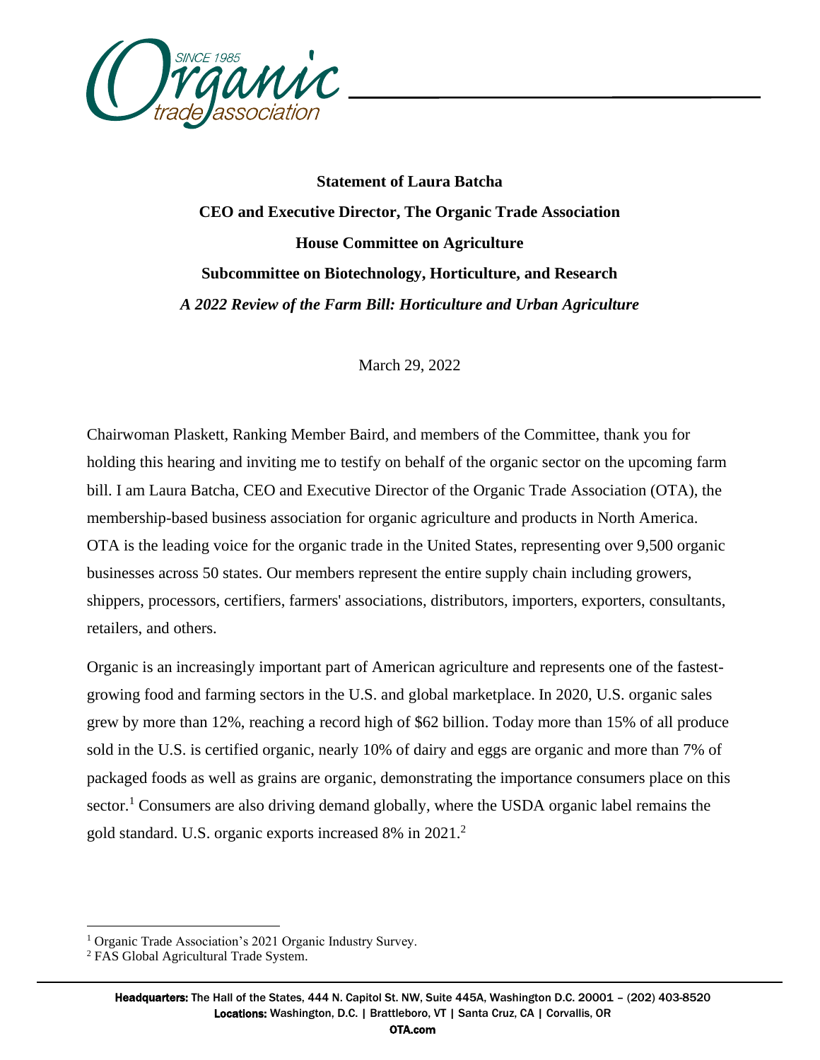**Statement of Laura Batcha**

**CEO and Executive Director, The Organic Trade Association**

**House Committee on Agriculture**

**Subcommittee on Biotechnology, Horticulture, and Research**

***A 2022 Review of the Farm Bill: Horticulture and Urban Agriculture***

March 29, 2022

Chairwoman Plaskett, Ranking Member Baird, and members of the Committee, thank you for holding this hearing and inviting me to testify on behalf of the organic sector on the upcoming farm bill. I am Laura Batcha, CEO and Executive Director of the Organic Trade Association (OTA), the membership-based business association for organic agriculture and products in North America. OTA is the leading voice for the organic trade in the United States, representing over 9,500 organic businesses across 50 states. Our members represent the entire supply chain including growers, shippers, processors, certifiers, farmers' associations, distributors, importers, exporters, consultants, retailers, and others.

Organic is an increasingly important part of American agriculture and represents one of the fastest-growing food and farming sectors in the U.S. and global marketplace. In 2020, U.S. organic sales grew by more than 12%, reaching a record high of $62 billion. Today more than 15% of all produce sold in the U.S. is certified organic, nearly 10% of dairy and eggs are organic and more than 7% of packaged foods as well as grains are organic, demonstrating the importance consumers place on this sector.[1] Consumers are also driving demand globally, where the USDA organic label remains the gold standard. U.S. organic exports increased 8% in 2021.[2]

[1] Organic Trade Association's 2021 Organic Industry Survey.

[2] FAS Global Agricultural Trade System.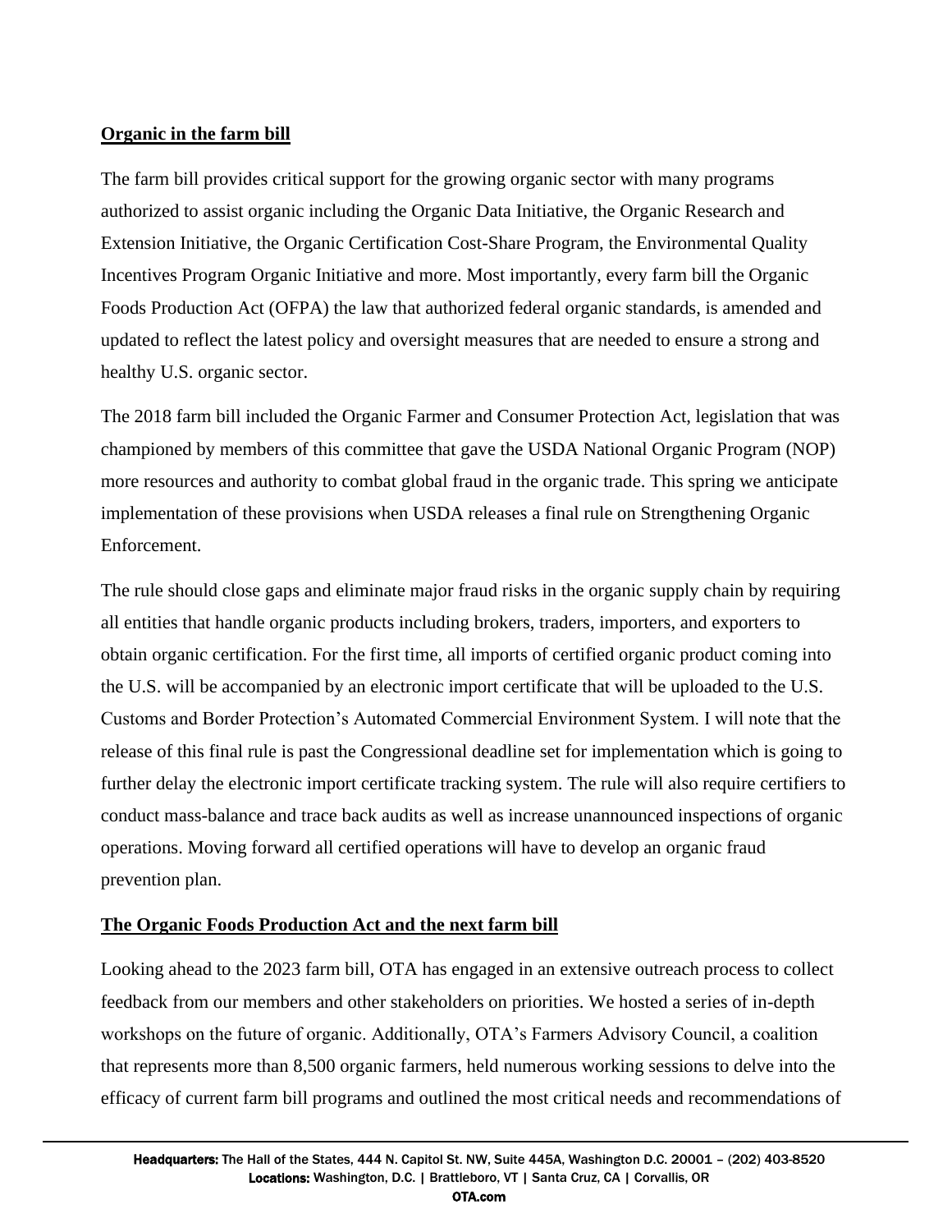**Organic in the farm bill**

The farm bill provides critical support for the growing organic sector with many programs authorized to assist organic including the Organic Data Initiative, the Organic Research and Extension Initiative, the Organic Certification Cost-Share Program, the Environmental Quality Incentives Program Organic Initiative and more. Most importantly, every farm bill the Organic Foods Production Act (OFPA) the law that authorized federal organic standards, is amended and updated to reflect the latest policy and oversight measures that are needed to ensure a strong and healthy U.S. organic sector.

The 2018 farm bill included the Organic Farmer and Consumer Protection Act, legislation that was championed by members of this committee that gave the USDA National Organic Program (NOP) more resources and authority to combat global fraud in the organic trade. This spring we anticipate implementation of these provisions when USDA releases a final rule on Strengthening Organic Enforcement.

The rule should close gaps and eliminate major fraud risks in the organic supply chain by requiring all entities that handle organic products including brokers, traders, importers, and exporters to obtain organic certification. For the first time, all imports of certified organic product coming into the U.S. will be accompanied by an electronic import certificate that will be uploaded to the U.S. Customs and Border Protection's Automated Commercial Environment System. I will note that the release of this final rule is past the Congressional deadline set for implementation which is going to further delay the electronic import certificate tracking system. The rule will also require certifiers to conduct mass-balance and trace back audits as well as increase unannounced inspections of organic operations. Moving forward all certified operations will have to develop an organic fraud prevention plan.

**The Organic Foods Production Act and the next farm bill**

Looking ahead to the 2023 farm bill, OTA has engaged in an extensive outreach process to collect feedback from our members and other stakeholders on priorities. We hosted a series of in-depth workshops on the future of organic. Additionally, OTA's Farmers Advisory Council, a coalition that represents more than 8,500 organic farmers, held numerous working sessions to delve into the efficacy of current farm bill programs and outlined the most critical needs and recommendations of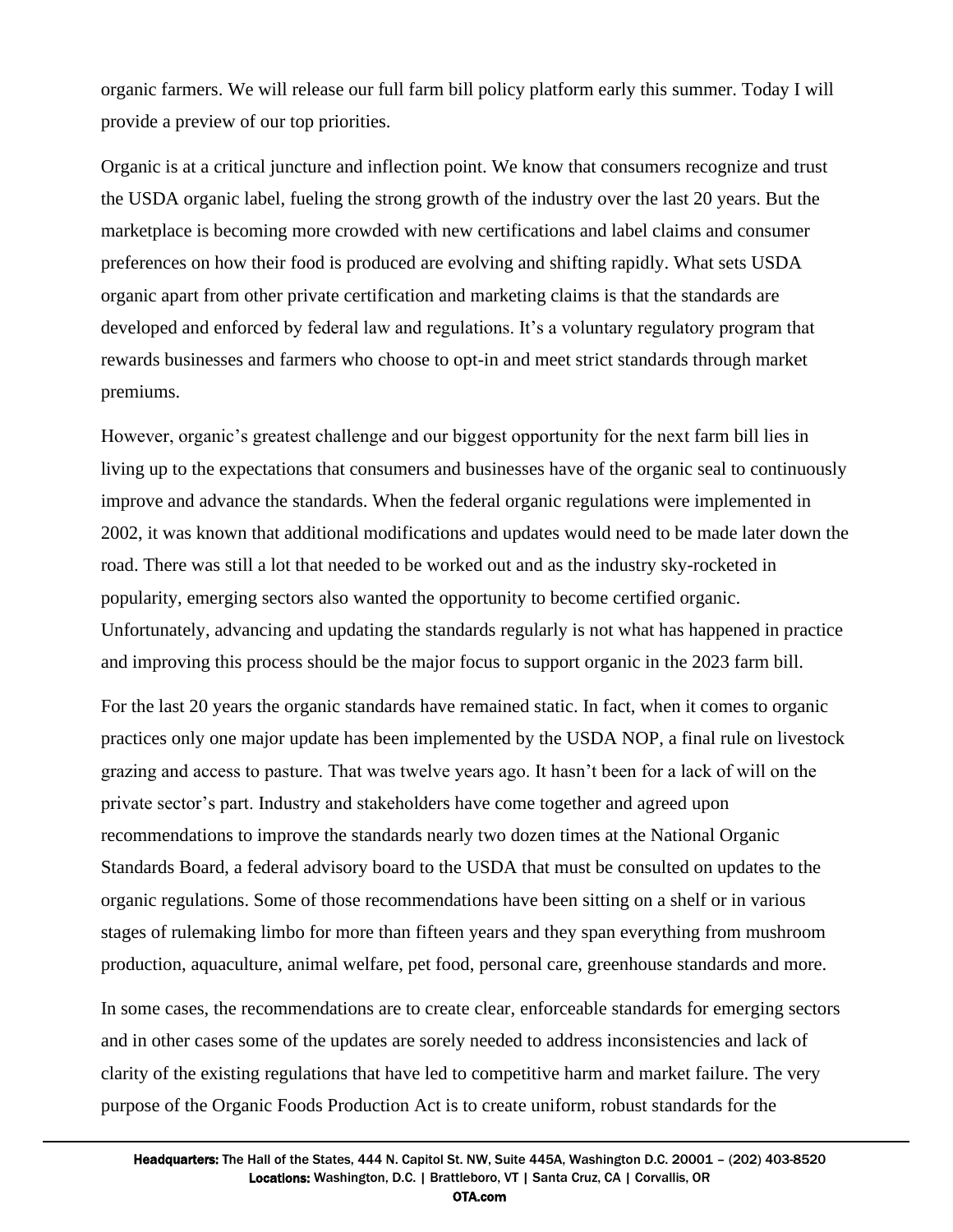organic farmers. We will release our full farm bill policy platform early this summer. Today I will provide a preview of our top priorities.

Organic is at a critical juncture and inflection point. We know that consumers recognize and trust the USDA organic label, fueling the strong growth of the industry over the last 20 years. But the marketplace is becoming more crowded with new certifications and label claims and consumer preferences on how their food is produced are evolving and shifting rapidly. What sets USDA organic apart from other private certification and marketing claims is that the standards are developed and enforced by federal law and regulations. It's a voluntary regulatory program that rewards businesses and farmers who choose to opt-in and meet strict standards through market premiums.

However, organic's greatest challenge and our biggest opportunity for the next farm bill lies in living up to the expectations that consumers and businesses have of the organic seal to continuously improve and advance the standards. When the federal organic regulations were implemented in 2002, it was known that additional modifications and updates would need to be made later down the road. There was still a lot that needed to be worked out and as the industry sky-rocketed in popularity, emerging sectors also wanted the opportunity to become certified organic. Unfortunately, advancing and updating the standards regularly is not what has happened in practice and improving this process should be the major focus to support organic in the 2023 farm bill.

For the last 20 years the organic standards have remained static. In fact, when it comes to organic practices only one major update has been implemented by the USDA NOP, a final rule on livestock grazing and access to pasture. That was twelve years ago. It hasn't been for a lack of will on the private sector's part. Industry and stakeholders have come together and agreed upon recommendations to improve the standards nearly two dozen times at the National Organic Standards Board, a federal advisory board to the USDA that must be consulted on updates to the organic regulations. Some of those recommendations have been sitting on a shelf or in various stages of rulemaking limbo for more than fifteen years and they span everything from mushroom production, aquaculture, animal welfare, pet food, personal care, greenhouse standards and more.

In some cases, the recommendations are to create clear, enforceable standards for emerging sectors and in other cases some of the updates are sorely needed to address inconsistencies and lack of clarity of the existing regulations that have led to competitive harm and market failure. The very purpose of the Organic Foods Production Act is to create uniform, robust standards for the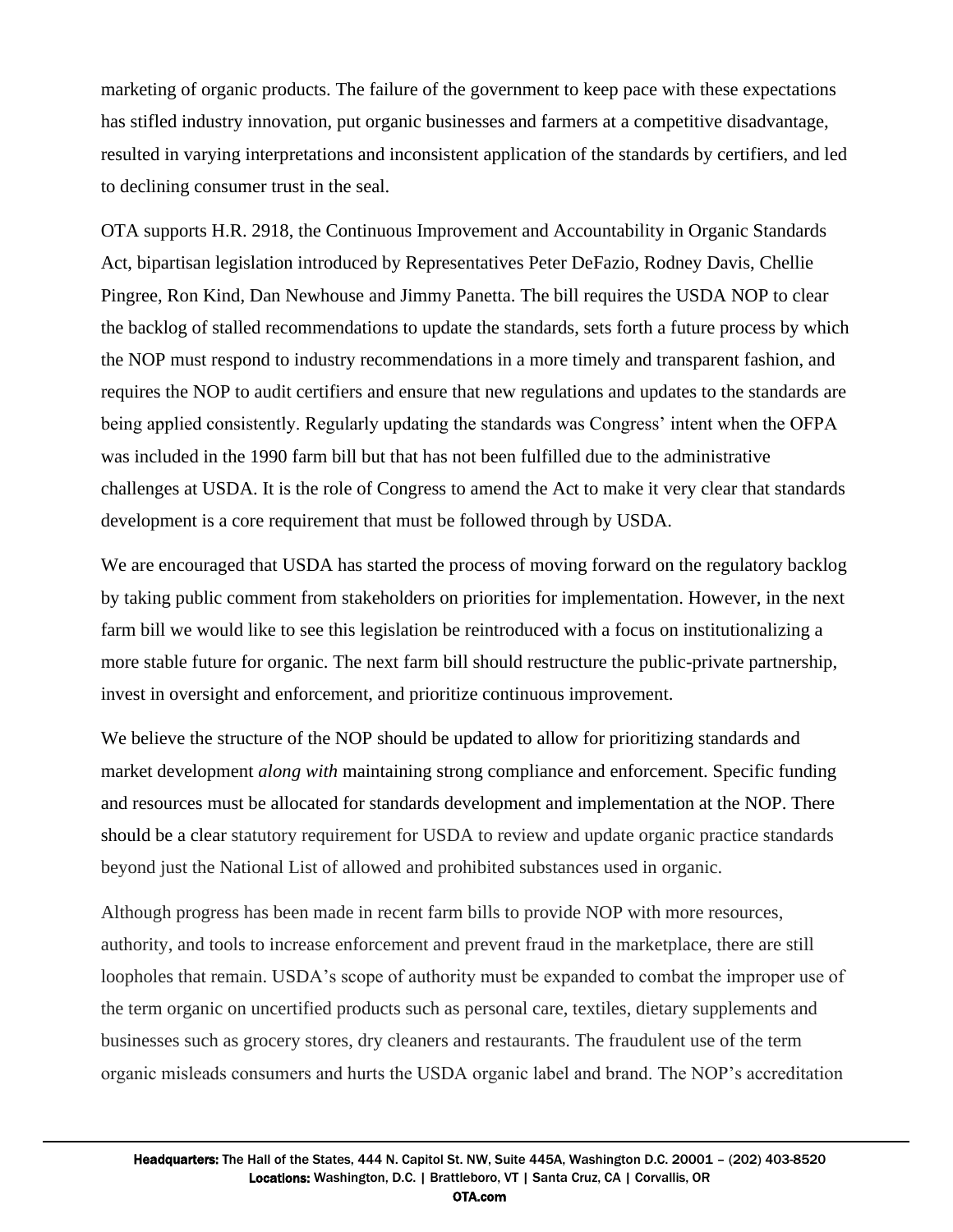marketing of organic products. The failure of the government to keep pace with these expectations has stifled industry innovation, put organic businesses and farmers at a competitive disadvantage, resulted in varying interpretations and inconsistent application of the standards by certifiers, and led to declining consumer trust in the seal.

OTA supports H.R. 2918, the Continuous Improvement and Accountability in Organic Standards Act, bipartisan legislation introduced by Representatives Peter DeFazio, Rodney Davis, Chellie Pingree, Ron Kind, Dan Newhouse and Jimmy Panetta. The bill requires the USDA NOP to clear the backlog of stalled recommendations to update the standards, sets forth a future process by which the NOP must respond to industry recommendations in a more timely and transparent fashion, and requires the NOP to audit certifiers and ensure that new regulations and updates to the standards are being applied consistently. Regularly updating the standards was Congress' intent when the OFPA was included in the 1990 farm bill but that has not been fulfilled due to the administrative challenges at USDA. It is the role of Congress to amend the Act to make it very clear that standards development is a core requirement that must be followed through by USDA.

We are encouraged that USDA has started the process of moving forward on the regulatory backlog by taking public comment from stakeholders on priorities for implementation. However, in the next farm bill we would like to see this legislation be reintroduced with a focus on institutionalizing a more stable future for organic. The next farm bill should restructure the public-private partnership, invest in oversight and enforcement, and prioritize continuous improvement.

We believe the structure of the NOP should be updated to allow for prioritizing standards and market development *along with* maintaining strong compliance and enforcement. Specific funding and resources must be allocated for standards development and implementation at the NOP. There should be a clear statutory requirement for USDA to review and update organic practice standards beyond just the National List of allowed and prohibited substances used in organic.

Although progress has been made in recent farm bills to provide NOP with more resources, authority, and tools to increase enforcement and prevent fraud in the marketplace, there are still loopholes that remain. USDA's scope of authority must be expanded to combat the improper use of the term organic on uncertified products such as personal care, textiles, dietary supplements and businesses such as grocery stores, dry cleaners and restaurants. The fraudulent use of the term organic misleads consumers and hurts the USDA organic label and brand. The NOP's accreditation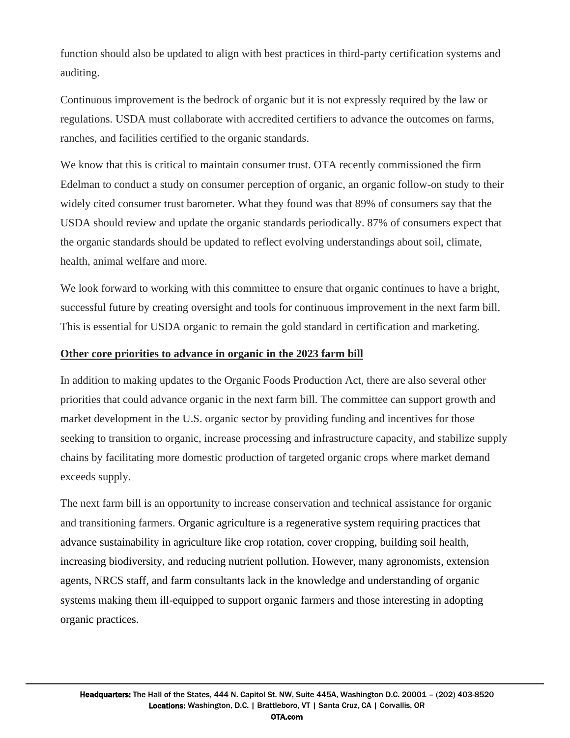function should also be updated to align with best practices in third-party certification systems and auditing.

Continuous improvement is the bedrock of organic but it is not expressly required by the law or regulations. USDA must collaborate with accredited certifiers to advance the outcomes on farms, ranches, and facilities certified to the organic standards.

We know that this is critical to maintain consumer trust. OTA recently commissioned the firm Edelman to conduct a study on consumer perception of organic, an organic follow-on study to their widely cited consumer trust barometer. What they found was that 89% of consumers say that the USDA should review and update the organic standards periodically. 87% of consumers expect that the organic standards should be updated to reflect evolving understandings about soil, climate, health, animal welfare and more.

We look forward to working with this committee to ensure that organic continues to have a bright, successful future by creating oversight and tools for continuous improvement in the next farm bill. This is essential for USDA organic to remain the gold standard in certification and marketing.

**Other core priorities to advance in organic in the 2023 farm bill**

In addition to making updates to the Organic Foods Production Act, there are also several other priorities that could advance organic in the next farm bill. The committee can support growth and market development in the U.S. organic sector by providing funding and incentives for those seeking to transition to organic, increase processing and infrastructure capacity, and stabilize supply chains by facilitating more domestic production of targeted organic crops where market demand exceeds supply.

The next farm bill is an opportunity to increase conservation and technical assistance for organic and transitioning farmers. Organic agriculture is a regenerative system requiring practices that advance sustainability in agriculture like crop rotation, cover cropping, building soil health, increasing biodiversity, and reducing nutrient pollution. However, many agronomists, extension agents, NRCS staff, and farm consultants lack in the knowledge and understanding of organic systems making them ill-equipped to support organic farmers and those interesting in adopting organic practices.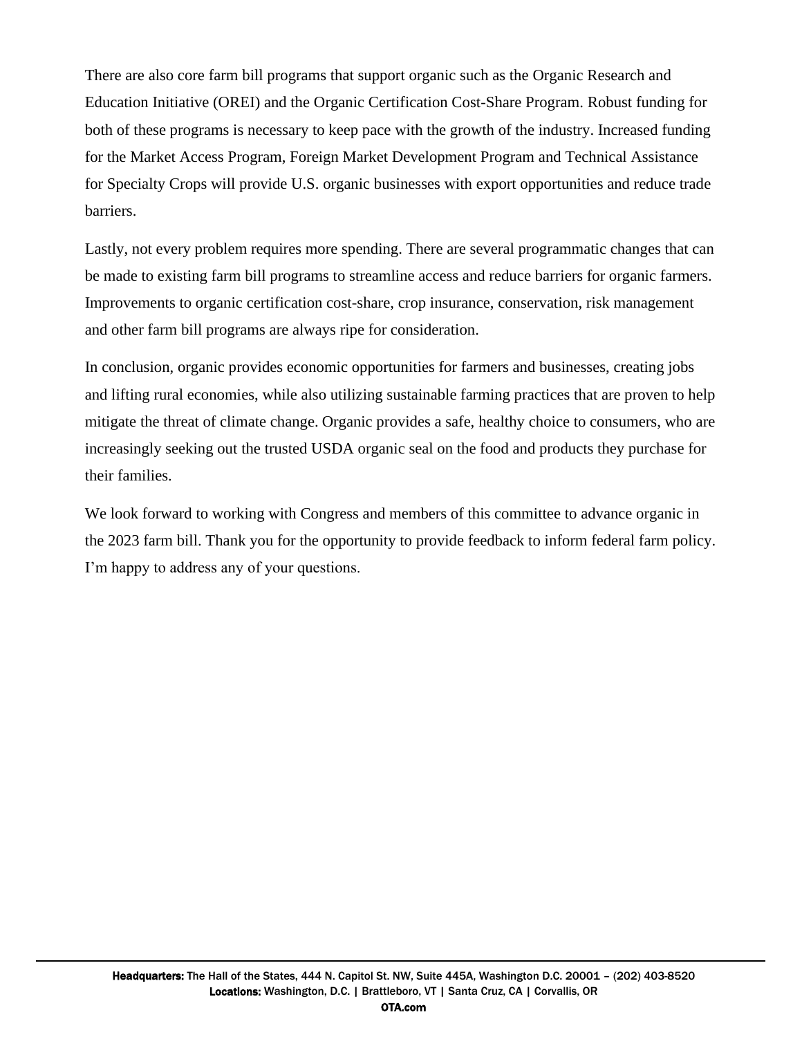There are also core farm bill programs that support organic such as the Organic Research and Education Initiative (OREI) and the Organic Certification Cost-Share Program. Robust funding for both of these programs is necessary to keep pace with the growth of the industry. Increased funding for the Market Access Program, Foreign Market Development Program and Technical Assistance for Specialty Crops will provide U.S. organic businesses with export opportunities and reduce trade barriers.

Lastly, not every problem requires more spending. There are several programmatic changes that can be made to existing farm bill programs to streamline access and reduce barriers for organic farmers. Improvements to organic certification cost-share, crop insurance, conservation, risk management and other farm bill programs are always ripe for consideration.

In conclusion, organic provides economic opportunities for farmers and businesses, creating jobs and lifting rural economies, while also utilizing sustainable farming practices that are proven to help mitigate the threat of climate change. Organic provides a safe, healthy choice to consumers, who are increasingly seeking out the trusted USDA organic seal on the food and products they purchase for their families.

We look forward to working with Congress and members of this committee to advance organic in the 2023 farm bill. Thank you for the opportunity to provide feedback to inform federal farm policy. I'm happy to address any of your questions.